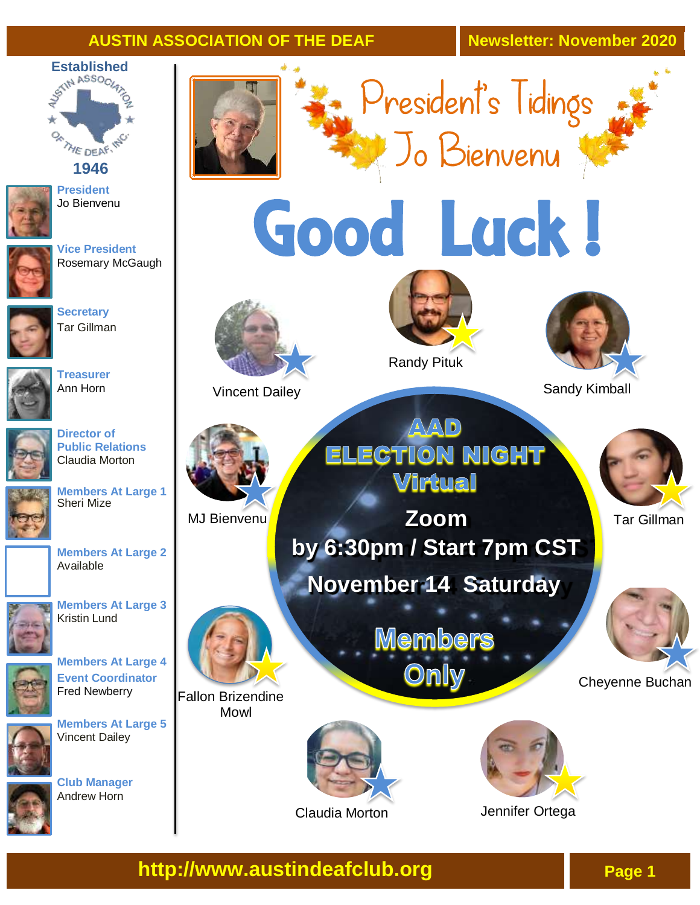# AUSTIN ASSOCIATION OF THE DEAF

**Newsletter: November 2020**

Established

AUSTIN ASSOCIATION OF THE DEAF, INC.

1946

**President**
Jo Bienvenu

**Vice President**
Rosemary McGaugh

**Secretary**
Tar Gillman

**Treasurer**
Ann Horn

**Director of Public Relations**
Claudia Morton

**Members At Large 1**
Sheri Mize

**Members At Large 2**
Available

**Members At Large 3**
Kristin Lund

**Members At Large 4**
**Event Coordinator**
Fred Newberry

**Members At Large 5**
Vincent Dailey

**Club Manager**
Andrew Horn

## President's Tidings
## Jo Bienvenu

# Good Luck !

Vincent Dailey

Randy Pituk

Sandy Kimball

MJ Bienvenu

Tar Gillman

Fallon Brizendine Mowl

Cheyenne Buchan

Claudia Morton

Jennifer Ortega

## AAD ELECTION NIGHT Virtual

**Zoom**

**by 6:30pm / Start 7pm CST**

**November 14 Saturday**

**Members Only**

**http://www.austindeafclub.org**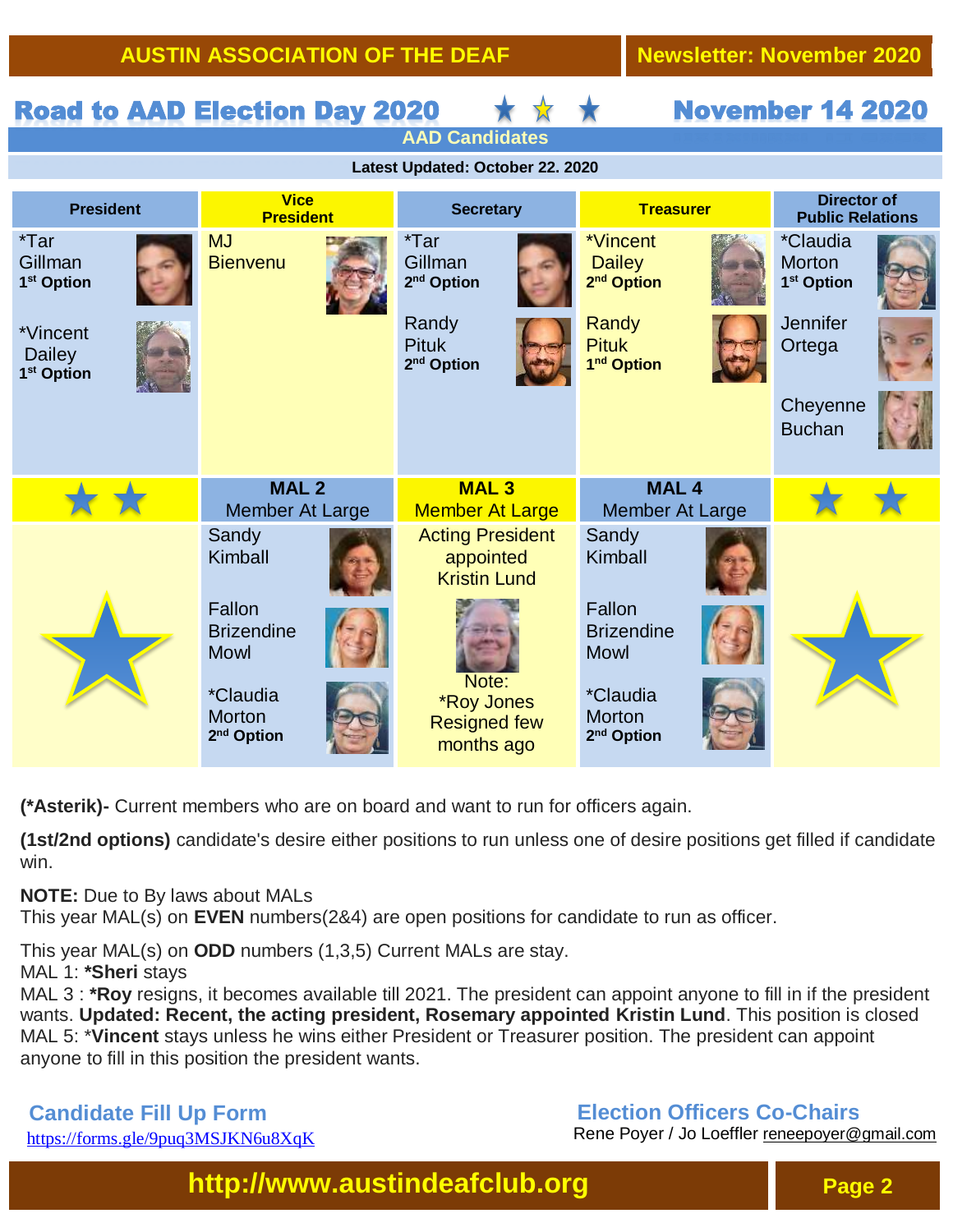# Road to AAD Election Day 2020 — November 14 2020

## AAD Candidates

**Latest Updated: October 22. 2020**

| President | Vice President | Secretary | Treasurer | Director of Public Relations |
|---|---|---|---|---|
| *Tar Gillman **1st Option** | MJ Bienvenu | *Tar Gillman **2nd Option** | *Vincent Dailey **2nd Option** | *Claudia Morton **1st Option** |
| *Vincent Dailey **1st Option** | | Randy Pituk **2nd Option** | Randy Pituk **1nd Option** | Jennifer Ortega |
| | | | | Cheyenne Buchan |

| MAL 2 Member At Large | MAL 3 Member At Large | MAL 4 Member At Large |
|---|---|---|
| Sandy Kimball | Acting President appointed Kristin Lund | Sandy Kimball |
| Fallon Brizendine Mowl | Note: *Roy Jones Resigned few months ago | Fallon Brizendine Mowl |
| *Claudia Morton **2nd Option** | | *Claudia Morton **2nd Option** |

**(*Asterik)-** Current members who are on board and want to run for officers again.

**(1st/2nd options)** candidate's desire either positions to run unless one of desire positions get filled if candidate win.

**NOTE:** Due to By laws about MALs
This year MAL(s) on **EVEN** numbers(2&4) are open positions for candidate to run as officer.

This year MAL(s) on **ODD** numbers (1,3,5) Current MALs are stay.
MAL 1: ***Sheri** stays
MAL 3 : ***Roy** resigns, it becomes available till 2021. The president can appoint anyone to fill in if the president wants. **Updated: Recent, the acting president, Rosemary appointed Kristin Lund**. This position is closed
MAL 5: ***Vincent** stays unless he wins either President or Treasurer position. The president can appoint anyone to fill in this position the president wants.

**Candidate Fill Up Form**
https://forms.gle/9puq3MSJKN6u8XqK

**Election Officers Co-Chairs**
Rene Poyer / Jo Loeffler reneepoyer@gmail.com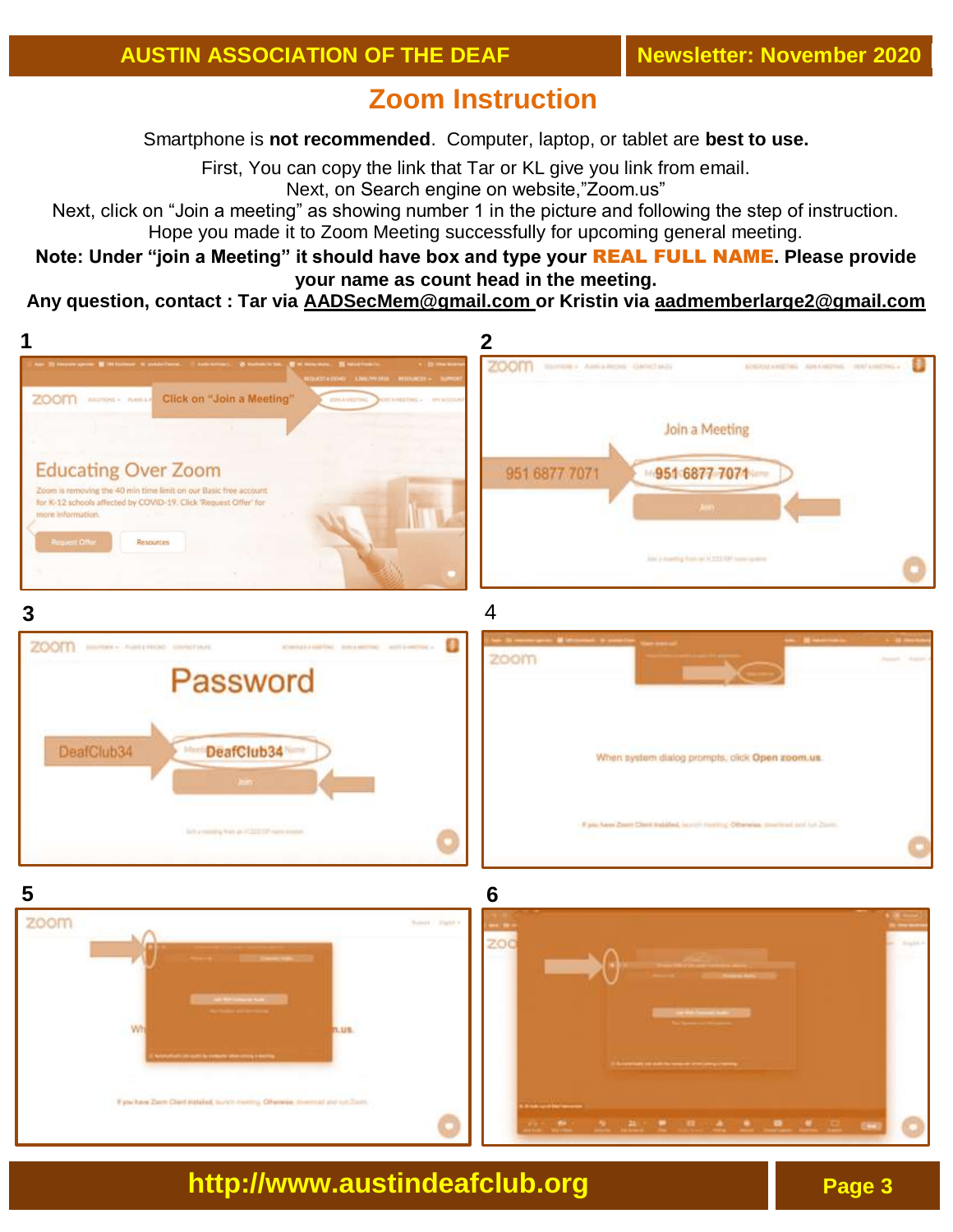# Zoom Instruction

Smartphone is **not recommended**. Computer, laptop, or tablet are **best to use.**

First, You can copy the link that Tar or KL give you link from email.

Next, on Search engine on website,"Zoom.us"

Next, click on "Join a meeting" as showing number 1 in the picture and following the step of instruction.

Hope you made it to Zoom Meeting successfully for upcoming general meeting.

**Note: Under "join a Meeting" it should have box and type your REAL FULL NAME. Please provide your name as count head in the meeting.**

**Any question, contact : Tar via AADSecMem@gmail.com or Kristin via aadmemberlarge2@gmail.com**

**1**

Click on "Join a Meeting"

Educating Over Zoom

**2**

Join a Meeting

951 6877 7071

**3**

Password

DeafClub34

**4**

When system dialog prompts, click **Open zoom.us**

**5**

**6**

**http://www.austindeafclub.org**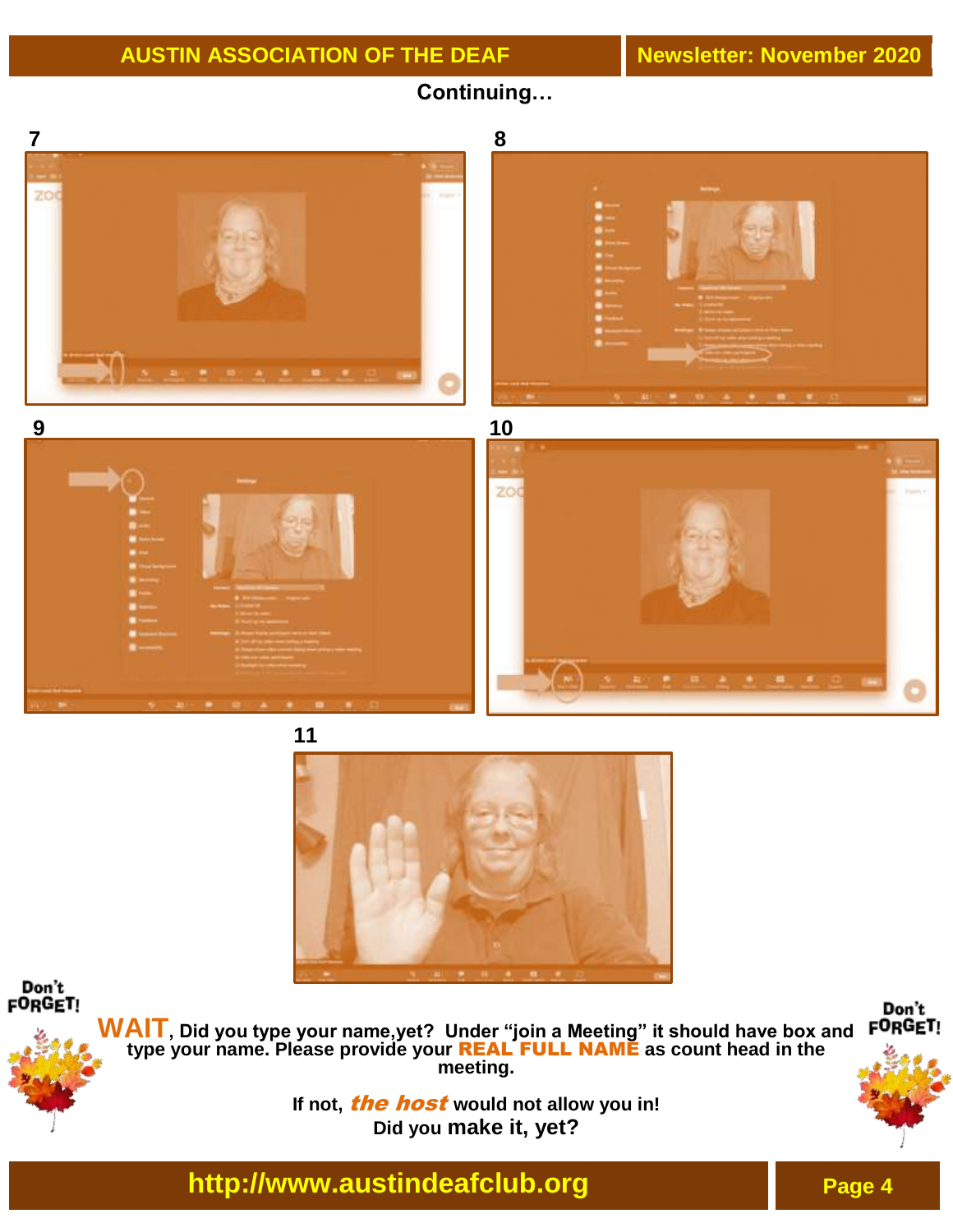**Continuing…**

7

8

9

10

11

**Don't FORGET!**

**WAIT, Did you type your name,yet? Under "join a Meeting" it should have box and type your name. Please provide your REAL FULL NAME as count head in the meeting.**

**If not, *the host* would not allow you in!**
**Did you make it, yet?**

**Don't FORGET!**

**http://www.austindeafclub.org**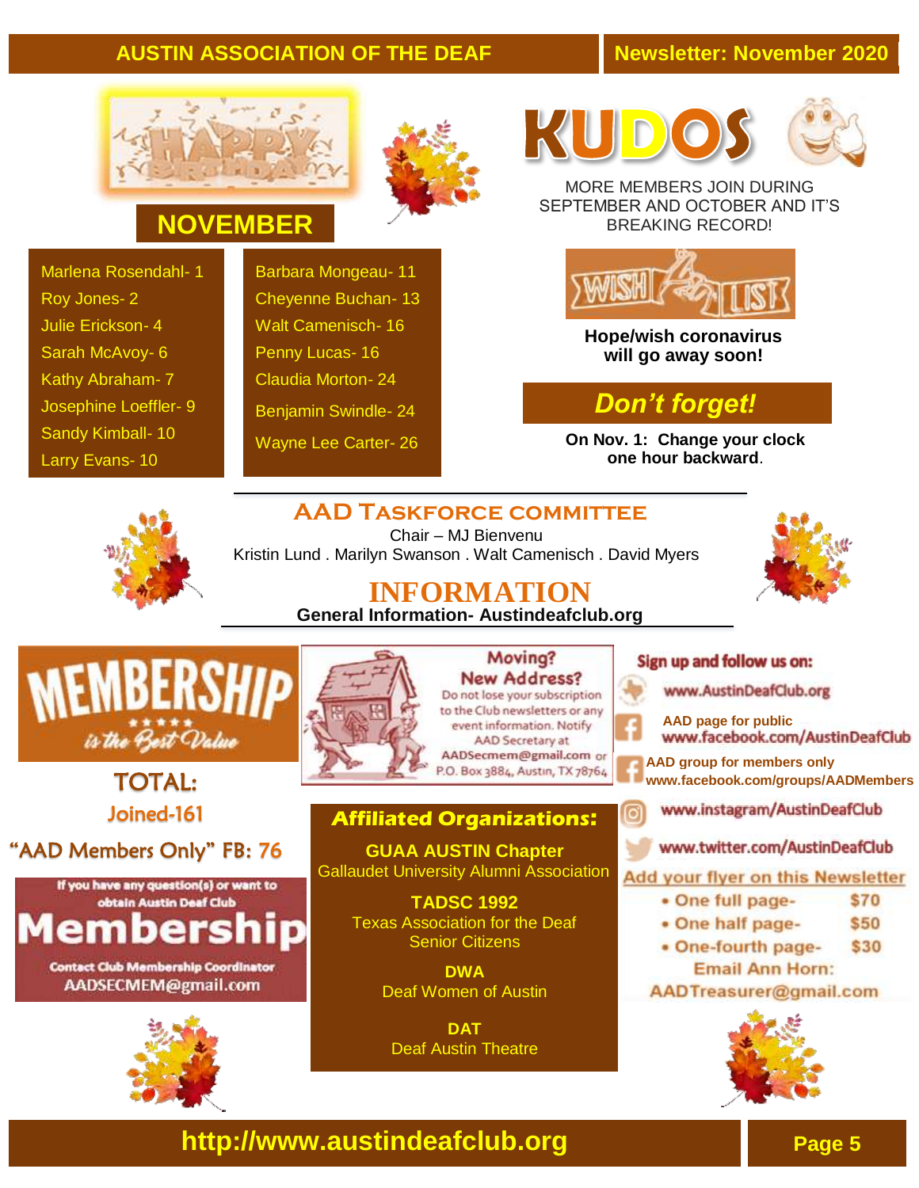## NOVEMBER

Marlena Rosendahl- 1
Roy Jones- 2
Julie Erickson- 4
Sarah McAvoy- 6
Kathy Abraham- 7
Josephine Loeffler- 9
Sandy Kimball- 10
Larry Evans- 10
Barbara Mongeau- 11
Cheyenne Buchan- 13
Walt Camenisch- 16
Penny Lucas- 16
Claudia Morton- 24
Benjamin Swindle- 24
Wayne Lee Carter- 26

## KUDOS

MORE MEMBERS JOIN DURING SEPTEMBER AND OCTOBER AND IT'S BREAKING RECORD!

### WISH LIST

**Hope/wish coronavirus will go away soon!**

### *Don't forget!*

**On Nov. 1: Change your clock one hour backward**.

## AAD Taskforce committee

Chair – MJ Bienvenu
Kristin Lund . Marilyn Swanson . Walt Camenisch . David Myers

## INFORMATION

**General Information- Austindeafclub.org**

### MEMBERSHIP is the Best Value

TOTAL:
Joined-161
"AAD Members Only" FB: 76

If you have any question(s) or want to obtain Austin Deaf Club **Membership**
Contact Club Membership Coordinator
AADSECMEM@gmail.com

**Moving? New Address?**
Do not lose your subscription to the Club newsletters or any event information. Notify AAD Secretary at AADSecmem@gmail.com or P.O. Box 3884, Austin, TX 78764

### Affiliated Organizations:

**GUAA AUSTIN Chapter**
Gallaudet University Alumni Association

**TADSC 1992**
Texas Association for the Deaf Senior Citizens

**DWA**
Deaf Women of Austin

**DAT**
Deaf Austin Theatre

### Sign up and follow us on:

- www.AustinDeafClub.org
- AAD page for public www.facebook.com/AustinDeafClub
- AAD group for members only www.facebook.com/groups/AADMembers
- www.instagram/AustinDeafClub
- www.twitter.com/AustinDeafClub

**Add your flyer on this Newsletter**

- One full page- $70
- One half page- $50
- One-fourth page- $30

Email Ann Horn: AADTreasurer@gmail.com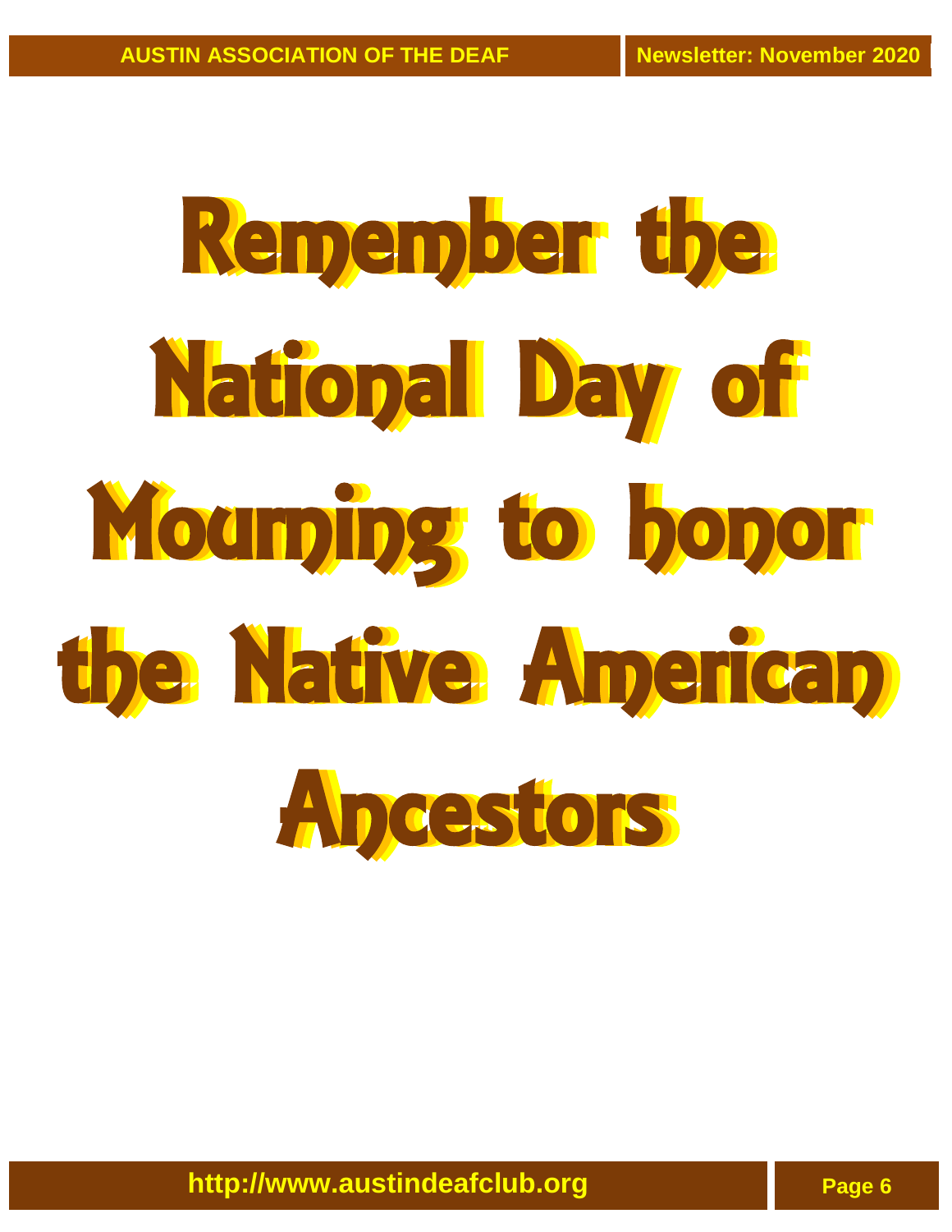# Remember the National Day of Mourning to honor the Native American Ancestors